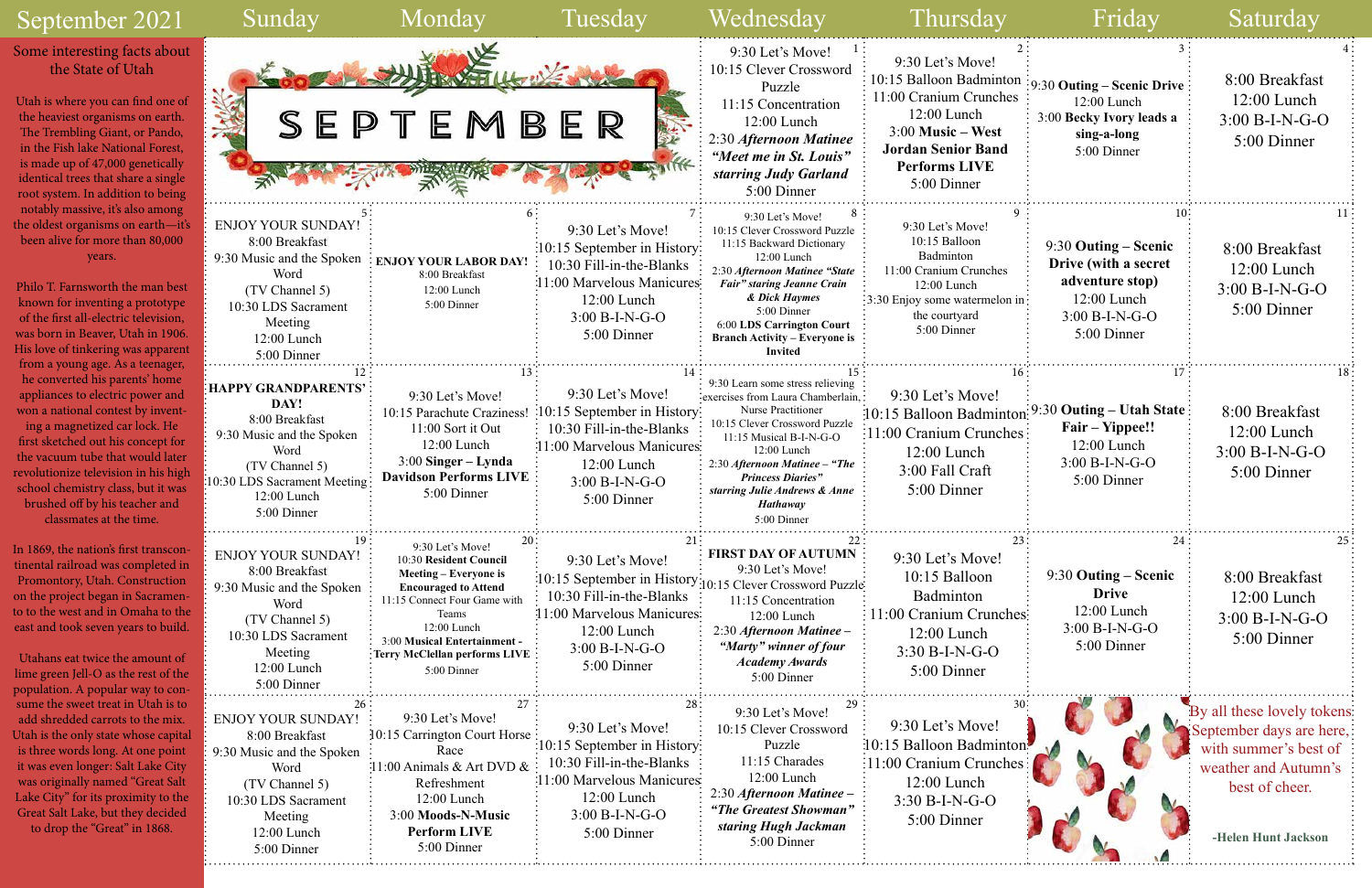# September 2021

## Some interesting facts about the State of Utah

Utah is where you can find one of the heaviest organisms on earth. The Trembling Giant, or Pando, in the Fish lake National Forest, is made up of 47,000 genetically identical trees that share a single root system. In addition to being notably massive, it's also among the oldest organisms on earth—it's been alive for more than 80,000 years.

Philo T. Farnsworth the man best known for inventing a prototype of the first all-electric television, was born in Beaver, Utah in 1906. His love of tinkering was apparent from a young age. As a teenager, he converted his parents' home appliances to electric power and won a national contest by inventing a magnetized car lock. He first sketched out his concept for the vacuum tube that would later revolutionize television in his high school chemistry class, but it was brushed off by his teacher and classmates at the time.

In 1869, the nation's first transcontinental railroad was completed in Promontory, Utah. Construction on the project began in Sacramento to the west and in Omaha to the east and took seven years to build.

Utahans eat twice the amount of lime green Jell-O as the rest of the population. A popular way to consume the sweet treat in Utah is to add shredded carrots to the mix. Utah is the only state whose capital is three words long. At one point it was even longer: Salt Lake City was originally named "Great Salt Lake City" for its proximity to the Great Salt Lake, but they decided to drop the "Great" in 1868.

| Sunday | Monday | Tuesday | Wednesday | Thursday | Friday | Saturday |
|---|---|---|---|---|---|---|
| SEPTEMBER | | | **1** 9:30 Let's Move! 10:15 Clever Crossword Puzzle 11:15 Concentration 12:00 Lunch 2:30 ***Afternoon Matinee "Meet me in St. Louis" starring Judy Garland*** 5:00 Dinner | **2** 9:30 Let's Move! 10:15 Balloon Badminton 11:00 Cranium Crunches 12:00 Lunch 3:00 **Music – West Jordan Senior Band Performs LIVE** 5:00 Dinner | **3** 9:30 **Outing – Scenic Drive** 12:00 Lunch 3:00 **Becky Ivory leads a sing-a-long** 5:00 Dinner | **4** 8:00 Breakfast 12:00 Lunch 3:00 B-I-N-G-O 5:00 Dinner |
| **5** ENJOY YOUR SUNDAY! 8:00 Breakfast 9:30 Music and the Spoken Word (TV Channel 5) 10:30 LDS Sacrament Meeting 12:00 Lunch 5:00 Dinner | **6** **ENJOY YOUR LABOR DAY!** 8:00 Breakfast 12:00 Lunch 5:00 Dinner | **7** 9:30 Let's Move! 10:15 September in History 10:30 Fill-in-the-Blanks 11:00 Marvelous Manicures 12:00 Lunch 3:00 B-I-N-G-O 5:00 Dinner | **8** 9:30 Let's Move! 10:15 Clever Crossword Puzzle 11:15 Backward Dictionary 12:00 Lunch 2:30 ***Afternoon Matinee "State Fair" staring Jeanne Crain & Dick Haymes*** 5:00 Dinner 6:00 **LDS Carrington Court Branch Activity – Everyone is Invited** | **9** 9:30 Let's Move! 10:15 Balloon Badminton 11:00 Cranium Crunches 12:00 Lunch 3:30 Enjoy some watermelon in the courtyard 5:00 Dinner | **10** 9:30 **Outing – Scenic Drive (with a secret adventure stop)** 12:00 Lunch 3:00 B-I-N-G-O 5:00 Dinner | **11** 8:00 Breakfast 12:00 Lunch 3:00 B-I-N-G-O 5:00 Dinner |
| **12** **HAPPY GRANDPARENTS' DAY!** 8:00 Breakfast 9:30 Music and the Spoken Word (TV Channel 5) 10:30 LDS Sacrament Meeting 12:00 Lunch 5:00 Dinner | **13** 9:30 Let's Move! 10:15 Parachute Craziness! 11:00 Sort it Out 3:00 **Singer – Lynda Davidson Performs LIVE** 5:00 Dinner | **14** 9:30 Let's Move! 10:15 September in History 10:30 Fill-in-the-Blanks 11:00 Marvelous Manicures 12:00 Lunch 3:00 B-I-N-G-O 5:00 Dinner | **15** 9:30 Learn some stress relieving exercises from Laura Chamberlain, Nurse Practitioner 10:15 Clever Crossword Puzzle 11:15 Musical B-I-N-G-O 12:00 Lunch 2:30 ***Afternoon Matinee – "The Princess Diaries" starring Julie Andrews & Anne Hathaway*** 5:00 Dinner | **16** 9:30 Let's Move! 10:15 Balloon Badminton 11:00 Cranium Crunches 12:00 Lunch 3:00 Fall Craft 5:00 Dinner | **17** 9:30 **Outing – Utah State Fair – Yippee!!** 12:00 Lunch 3:00 B-I-N-G-O 5:00 Dinner | **18** 8:00 Breakfast 12:00 Lunch 3:00 B-I-N-G-O 5:00 Dinner |
| **19** ENJOY YOUR SUNDAY! 8:00 Breakfast 9:30 Music and the Spoken Word (TV Channel 5) 10:30 LDS Sacrament Meeting 12:00 Lunch 5:00 Dinner | **20** 9:30 Let's Move! 10:30 **Resident Council Meeting – Everyone is Encouraged to Attend** 11:15 Connect Four Game with Teams 12:00 Lunch 3:00 **Musical Entertainment - Terry McClellan performs LIVE** 5:00 Dinner | **21** 9:30 Let's Move! 10:15 September in History 10:30 Fill-in-the-Blanks 11:00 Marvelous Manicures 12:00 Lunch 3:00 B-I-N-G-O 5:00 Dinner | **22** **FIRST DAY OF AUTUMN** 9:30 Let's Move! 10:15 Clever Crossword Puzzle 11:15 Concentration 12:00 Lunch 2:30 ***Afternoon Matinee – "Marty" winner of four Academy Awards*** 5:00 Dinner | **23** 9:30 Let's Move! 10:15 Balloon Badminton 11:00 Cranium Crunches 12:00 Lunch 3:30 B-I-N-G-O 5:00 Dinner | **24** 9:30 **Outing – Scenic Drive** 12:00 Lunch 3:00 B-I-N-G-O 5:00 Dinner | **25** 8:00 Breakfast 12:00 Lunch 3:00 B-I-N-G-O 5:00 Dinner |
| **26** ENJOY YOUR SUNDAY! 8:00 Breakfast 9:30 Music and the Spoken Word (TV Channel 5) 10:30 LDS Sacrament Meeting 12:00 Lunch 5:00 Dinner | **27** 9:30 Let's Move! 10:15 Carrington Court Horse Race 11:00 Animals & Art DVD & Refreshment 12:00 Lunch 3:00 **Moods-N-Music Perform LIVE** 5:00 Dinner | **28** 9:30 Let's Move! 10:15 September in History 10:30 Fill-in-the-Blanks 11:00 Marvelous Manicures 12:00 Lunch 3:00 B-I-N-G-O 5:00 Dinner | **29** 9:30 Let's Move! 10:15 Clever Crossword Puzzle 11:15 Charades 12:00 Lunch 2:30 ***Afternoon Matinee – "The Greatest Showman" staring Hugh Jackman*** 5:00 Dinner | **30** 9:30 Let's Move! 10:15 Balloon Badminton 11:00 Cranium Crunches 12:00 Lunch 3:30 B-I-N-G-O 5:00 Dinner | | By all these lovely tokens September days are here, with summer's best of weather and Autumn's best of cheer. **-Helen Hunt Jackson** |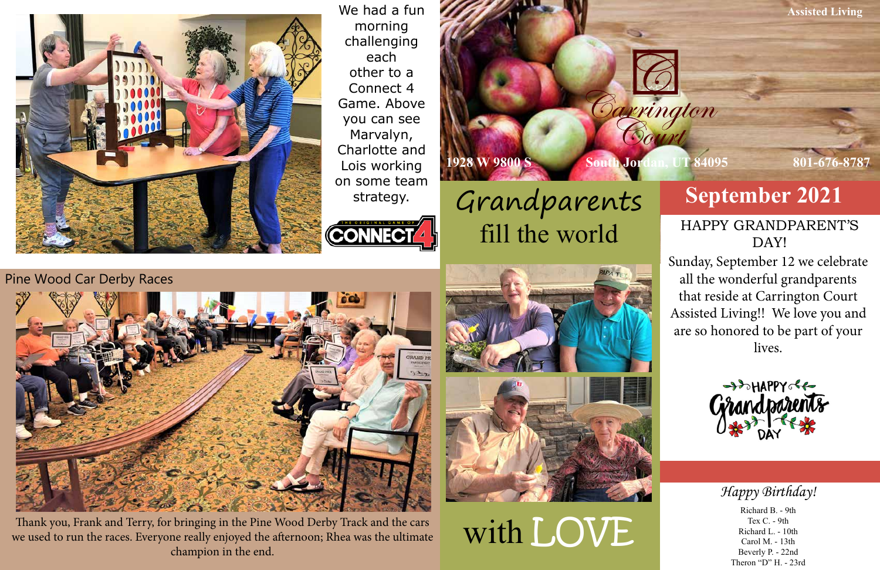We had a fun morning challenging each other to a Connect 4 Game. Above you can see Marvalyn, Charlotte and Lois working on some team strategy.

## Pine Wood Car Derby Races

Thank you, Frank and Terry, for bringing in the Pine Wood Derby Track and the cars we used to run the races. Everyone really enjoyed the afternoon; Rhea was the ultimate champion in the end.

Assisted Living

Carrington Court

1928 W 9800 S South Jordan, UT 84095 801-676-8787

# Grandparents fill the world with LOVE

## September 2021

### HAPPY GRANDPARENT'S DAY!

Sunday, September 12 we celebrate all the wonderful grandparents that reside at Carrington Court Assisted Living!! We love you and are so honored to be part of your lives.

HAPPY Grandparents DAY

*Happy Birthday!*

Richard B. - 9th
Tex C. - 9th
Richard L. - 10th
Carol M. - 13th
Beverly P. - 22nd
Theron "D" H. - 23rd